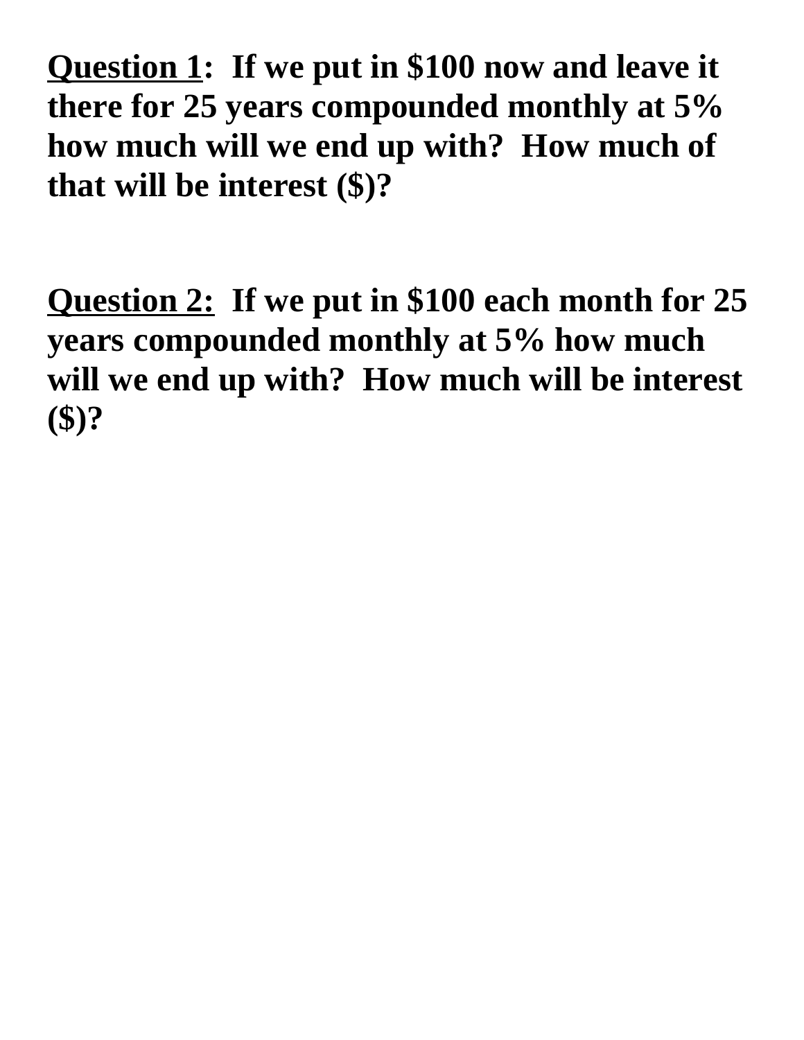**<u>Question 1</u>:** **If we put in $100 now and leave it there for 25 years compounded monthly at 5% how much will we end up with? How much of that will be interest ($)?**

**<u>Question 2:</u>** **If we put in $100 each month for 25 years compounded monthly at 5% how much will we end up with? How much will be interest ($)?**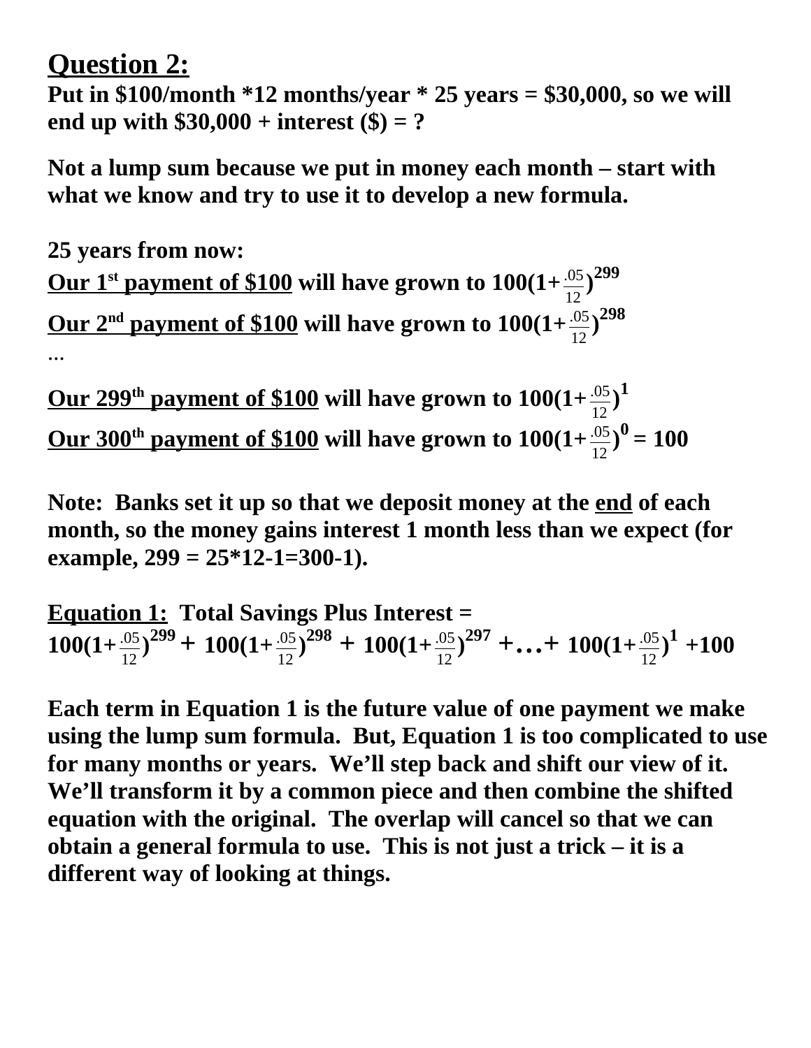## Question 2:

**Put in \$100/month *12 months/year * 25 years = \$30,000, so we will end up with \$30,000 + interest (\$) = ?**

**Not a lump sum because we put in money each month – start with what we know and try to use it to develop a new formula.**

**25 years from now:**

**<u>Our 1st payment of \$100</u> will have grown to $100(1+\frac{.05}{12})^{299}$**

**<u>Our 2nd payment of \$100</u> will have grown to $100(1+\frac{.05}{12})^{298}$**

…

**<u>Our 299th payment of \$100</u> will have grown to $100(1+\frac{.05}{12})^{1}$**

**<u>Our 300th payment of \$100</u> will have grown to $100(1+\frac{.05}{12})^{0} = 100$**

**Note: Banks set it up so that we deposit money at the <u>end</u> of each month, so the money gains interest 1 month less than we expect (for example, 299 = 25*12-1=300-1).**

**<u>Equation 1:</u> Total Savings Plus Interest =**

$$100(1+\tfrac{.05}{12})^{299} + 100(1+\tfrac{.05}{12})^{298} + 100(1+\tfrac{.05}{12})^{297} + \ldots + 100(1+\tfrac{.05}{12})^{1} + 100$$

**Each term in Equation 1 is the future value of one payment we make using the lump sum formula. But, Equation 1 is too complicated to use for many months or years. We'll step back and shift our view of it. We'll transform it by a common piece and then combine the shifted equation with the original. The overlap will cancel so that we can obtain a general formula to use. This is not just a trick – it is a different way of looking at things.**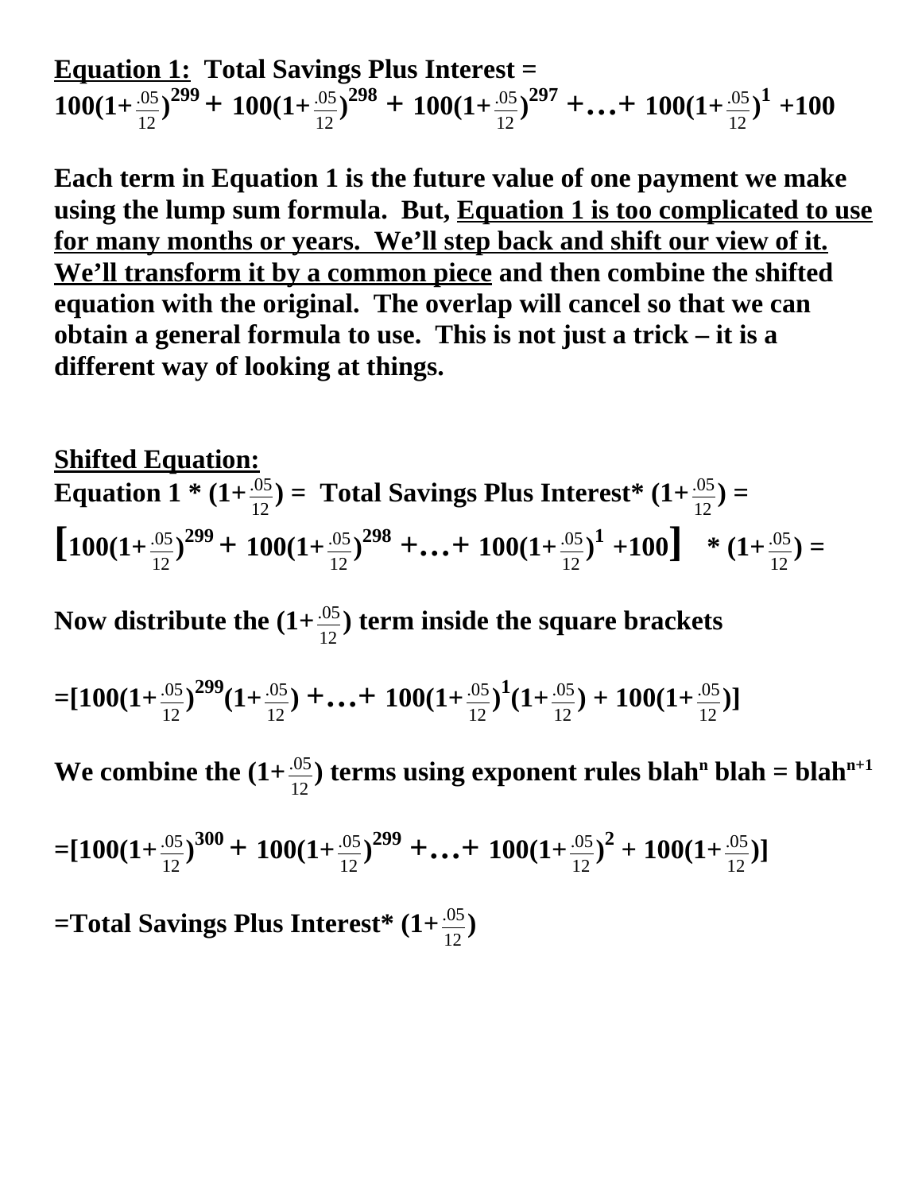**<u>Equation 1:</u> Total Savings Plus Interest =**

$$100(1+\tfrac{.05}{12})^{299} + 100(1+\tfrac{.05}{12})^{298} + 100(1+\tfrac{.05}{12})^{297} + \ldots + 100(1+\tfrac{.05}{12})^{1} + 100$$

**Each term in Equation 1 is the future value of one payment we make using the lump sum formula. But, <u>Equation 1 is too complicated to use for many months or years. We'll step back and shift our view of it. We'll transform it by a common piece</u> and then combine the shifted equation with the original. The overlap will cancel so that we can obtain a general formula to use. This is not just a trick – it is a different way of looking at things.**

**<u>Shifted Equation:</u>**

**Equation 1 * $(1+\frac{.05}{12})$ = Total Savings Plus Interest* $(1+\frac{.05}{12})$ =**

$$\left[100(1+\tfrac{.05}{12})^{299} + 100(1+\tfrac{.05}{12})^{298} + \ldots + 100(1+\tfrac{.05}{12})^{1} + 100\right] * (1+\tfrac{.05}{12}) =$$

**Now distribute the $(1+\frac{.05}{12})$ term inside the square brackets**

$$=[100(1+\tfrac{.05}{12})^{299}(1+\tfrac{.05}{12}) + \ldots + 100(1+\tfrac{.05}{12})^{1}(1+\tfrac{.05}{12}) + 100(1+\tfrac{.05}{12})]$$

**We combine the $(1+\frac{.05}{12})$ terms using exponent rules $blah^n\ blah = blah^{n+1}$**

$$=[100(1+\tfrac{.05}{12})^{300} + 100(1+\tfrac{.05}{12})^{299} + \ldots + 100(1+\tfrac{.05}{12})^{2} + 100(1+\tfrac{.05}{12})]$$

**=Total Savings Plus Interest* $(1+\frac{.05}{12})$**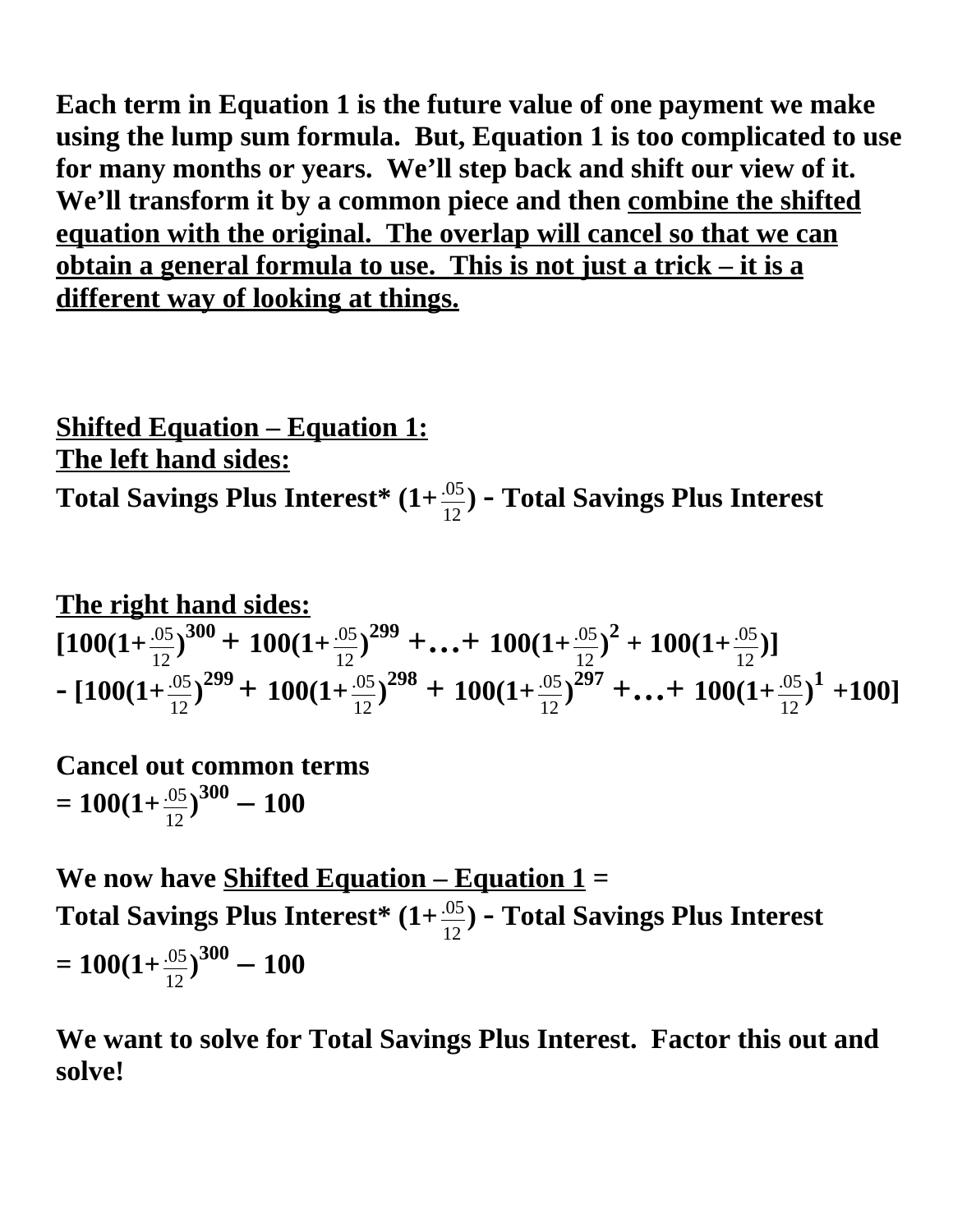**Each term in Equation 1 is the future value of one payment we make using the lump sum formula. But, Equation 1 is too complicated to use for many months or years. We'll step back and shift our view of it. We'll transform it by a common piece and then <u>combine the shifted equation with the original. The overlap will cancel so that we can obtain a general formula to use. This is not just a trick – it is a different way of looking at things.</u>**

**<u>Shifted Equation – Equation 1:</u>**

**<u>The left hand sides:</u>**

**Total Savings Plus Interest\* $(1+\frac{.05}{12})$ - Total Savings Plus Interest**

**<u>The right hand sides:</u>**

$$[100(1+\tfrac{.05}{12})^{300} + 100(1+\tfrac{.05}{12})^{299} + \ldots + 100(1+\tfrac{.05}{12})^{2} + 100(1+\tfrac{.05}{12})]$$
$$- [100(1+\tfrac{.05}{12})^{299} + 100(1+\tfrac{.05}{12})^{298} + 100(1+\tfrac{.05}{12})^{297} + \ldots + 100(1+\tfrac{.05}{12})^{1} + 100]$$

**Cancel out common terms**

$$= 100(1+\tfrac{.05}{12})^{300} - 100$$

**We now have <u>Shifted Equation – Equation 1</u> =**

**Total Savings Plus Interest\* $(1+\frac{.05}{12})$ - Total Savings Plus Interest**

$$= 100(1+\tfrac{.05}{12})^{300} - 100$$

**We want to solve for Total Savings Plus Interest. Factor this out and solve!**